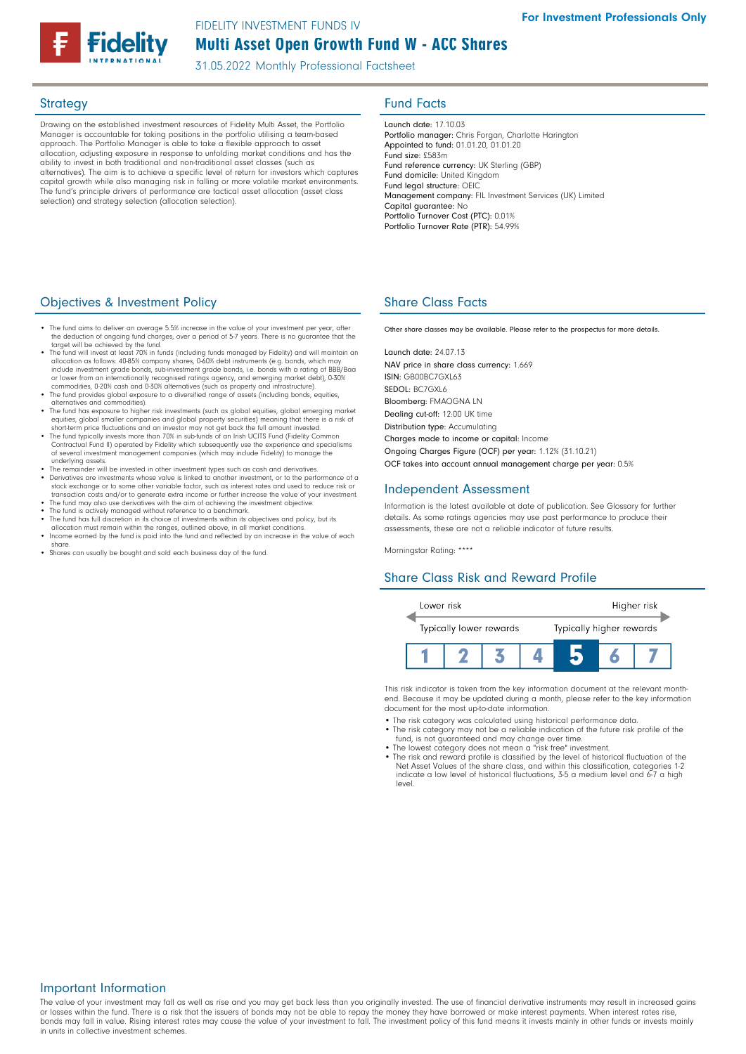FIDELITY INVESTMENT FUNDS IV

For Investment Professionals Only

# Multi Asset Open Growth Fund W - ACC Shares

31.05.2022 Monthly Professional Factsheet

## Strategy

Drawing on the established investment resources of Fidelity Multi Asset, the Portfolio Manager is accountable for taking positions in the portfolio utilising a team-based approach. The Portfolio Manager is able to take a flexible approach to asset allocation, adjusting exposure in response to unfolding market conditions and has the ability to invest in both traditional and non-traditional asset classes (such as alternatives). The aim is to achieve a specific level of return for investors which captures capital growth while also managing risk in falling or more volatile market environments. The fund's principle drivers of performance are tactical asset allocation (asset class selection) and strategy selection (allocation selection).

## Fund Facts

**Launch date:** 17.10.03
**Portfolio manager:** Chris Forgan, Charlotte Harington
**Appointed to fund:** 01.01.20, 01.01.20
**Fund size:** £583m
**Fund reference currency:** UK Sterling (GBP)
**Fund domicile:** United Kingdom
**Fund legal structure:** OEIC
**Management company:** FIL Investment Services (UK) Limited
**Capital guarantee:** No
**Portfolio Turnover Cost (PTC):** 0.01%
**Portfolio Turnover Rate (PTR):** 54.99%

## Objectives & Investment Policy

- The fund aims to deliver an average 5.5% increase in the value of your investment per year, after the deduction of ongoing fund charges, over a period of 5-7 years. There is no guarantee that the target will be achieved by the fund.
- The fund will invest at least 70% in funds (including funds managed by Fidelity) and will maintain an allocation as follows: 40-85% company shares, 0-60% debt instruments (e.g. bonds, which may include investment grade bonds, sub-investment grade bonds, i.e. bonds with a rating of BBB/Baa or lower from an internationally recognised ratings agency, and emerging market debt), 0-30% commodities, 0-20% cash and 0-30% alternatives (such as property and infrastructure).
- The fund provides global exposure to a diversified range of assets (including bonds, equities, alternatives and commodities).
- The fund has exposure to higher risk investments (such as global equities, global emerging market equities, global smaller companies and global property securities) meaning that there is a risk of short-term price fluctuations and an investor may not get back the full amount invested.
- The fund typically invests more than 70% in sub-funds of an Irish UCITS Fund (Fidelity Common Contractual Fund II) operated by Fidelity which subsequently use the experience and specialisms of several investment management companies (which may include Fidelity) to manage the underlying assets.
- The remainder will be invested in other investment types such as cash and derivatives.
- Derivatives are investments whose value is linked to another investment, or to the performance of a stock exchange or to some other variable factor, such as interest rates and used to reduce risk or transaction costs and/or to generate extra income or further increase the value of your investment.
- The fund may also use derivatives with the aim of achieving the investment objective.
- The fund is actively managed without reference to a benchmark.
- The fund has full discretion in its choice of investments within its objectives and policy, but its allocation must remain within the ranges, outlined above, in all market conditions.
- Income earned by the fund is paid into the fund and reflected by an increase in the value of each share.
- Shares can usually be bought and sold each business day of the fund.

## Share Class Facts

Other share classes may be available. Please refer to the prospectus for more details.

Launch date: 24.07.13
NAV price in share class currency: 1.669
ISIN: GB00BC7GXL63
SEDOL: BC7GXL6
Bloomberg: FMAOGNA LN
Dealing cut-off: 12:00 UK time
Distribution type: Accumulating
Charges made to income or capital: Income
Ongoing Charges Figure (OCF) per year: 1.12% (31.10.21)
OCF takes into account annual management charge per year: 0.5%

## Independent Assessment

Information is the latest available at date of publication. See Glossary for further details. As some ratings agencies may use past performance to produce their assessments, these are not a reliable indicator of future results.

Morningstar Rating: ****

## Share Class Risk and Reward Profile

| Lower risk | | | | | | Higher risk |
|---|---|---|---|---|---|---|
| Typically lower rewards | | | | | | Typically higher rewards |
| 1 | 2 | 3 | 4 | **5** | 6 | 7 |

This risk indicator is taken from the key information document at the relevant month-end. Because it may be updated during a month, please refer to the key information document for the most up-to-date information.

- The risk category was calculated using historical performance data.
- The risk category may not be a reliable indication of the future risk profile of the fund, is not guaranteed and may change over time.
- The lowest category does not mean a "risk free" investment.
- The risk and reward profile is classified by the level of historical fluctuation of the Net Asset Values of the share class, and within this classification, categories 1-2 indicate a low level of historical fluctuations, 3-5 a medium level and 6-7 a high level.

## Important Information

The value of your investment may fall as well as rise and you may get back less than you originally invested. The use of financial derivative instruments may result in increased gains or losses within the fund. There is a risk that the issuers of bonds may not be able to repay the money they have borrowed or make interest payments. When interest rates rise, bonds may fall in value. Rising interest rates may cause the value of your investment to fall. The investment policy of this fund means it invests mainly in other funds or invests mainly in units in collective investment schemes.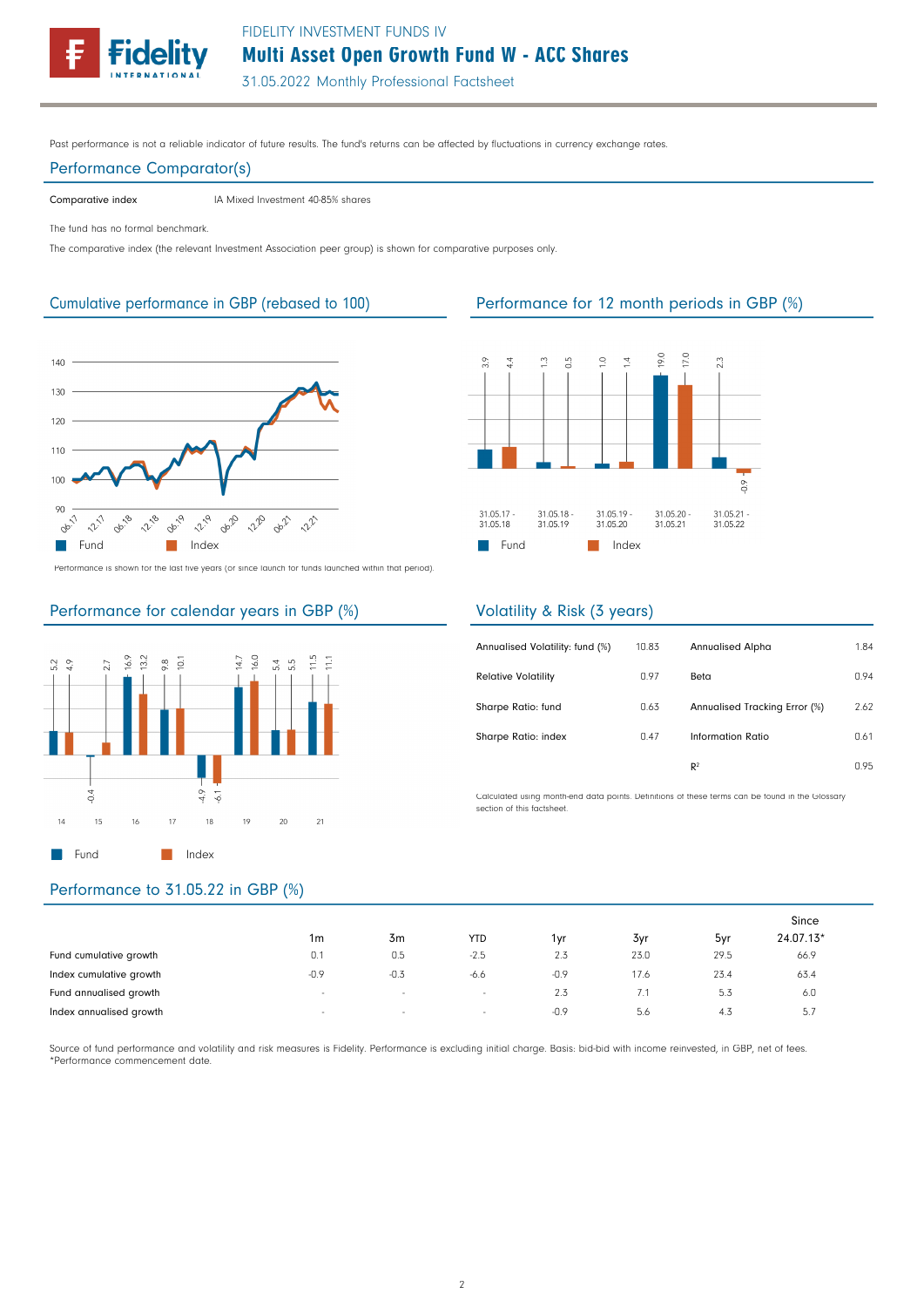Past performance is not a reliable indicator of future results. The fund's returns can be affected by fluctuations in currency exchange rates.

## Performance Comparator(s)

| | |
|---|---|
| Comparative index | IA Mixed Investment 40-85% shares |

The fund has no formal benchmark.

The comparative index (the relevant Investment Association peer group) is shown for comparative purposes only.

## Cumulative performance in GBP (rebased to 100)

Performance is shown for the last five years (or since launch for funds launched within that period).

## Performance for 12 month periods in GBP (%)

| | 31.05.17 - 31.05.18 | 31.05.18 - 31.05.19 | 31.05.19 - 31.05.20 | 31.05.20 - 31.05.21 | 31.05.21 - 31.05.22 |
|---|---|---|---|---|---|
| Fund | 3.9 | 1.3 | 1.0 | 19.0 | 2.3 |
| Index | 4.4 | 0.5 | 1.4 | 17.0 | -0.9 |

## Performance for calendar years in GBP (%)

| | 14 | 15 | 16 | 17 | 18 | 19 | 20 | 21 |
|---|---|---|---|---|---|---|---|---|
| Fund | 5.2 | -0.4 | 16.9 | 9.8 | -4.9 | 14.7 | 5.4 | 11.5 |
| Index | 4.9 | 2.7 | 13.2 | 10.1 | -6.1 | 16.0 | 5.5 | 11.1 |

## Volatility & Risk (3 years)

| | | | |
|---|---|---|---|
| Annualised Volatility: fund (%) | 10.83 | Annualised Alpha | 1.84 |
| Relative Volatility | 0.97 | Beta | 0.94 |
| Sharpe Ratio: fund | 0.63 | Annualised Tracking Error (%) | 2.62 |
| Sharpe Ratio: index | 0.47 | Information Ratio | 0.61 |
| | | $R^2$ | 0.95 |

Calculated using month-end data points. Definitions of these terms can be found in the Glossary section of this factsheet.

## Performance to 31.05.22 in GBP (%)

| | 1m | 3m | YTD | 1yr | 3yr | 5yr | Since 24.07.13* |
|---|---|---|---|---|---|---|---|
| Fund cumulative growth | 0.1 | 0.5 | -2.5 | 2.3 | 23.0 | 29.5 | 66.9 |
| Index cumulative growth | -0.9 | -0.3 | -6.6 | -0.9 | 17.6 | 23.4 | 63.4 |
| Fund annualised growth | - | - | - | 2.3 | 7.1 | 5.3 | 6.0 |
| Index annualised growth | - | - | - | -0.9 | 5.6 | 4.3 | 5.7 |

Source of fund performance and volatility and risk measures is Fidelity. Performance is excluding initial charge. Basis: bid-bid with income reinvested, in GBP, net of fees.
*Performance commencement date.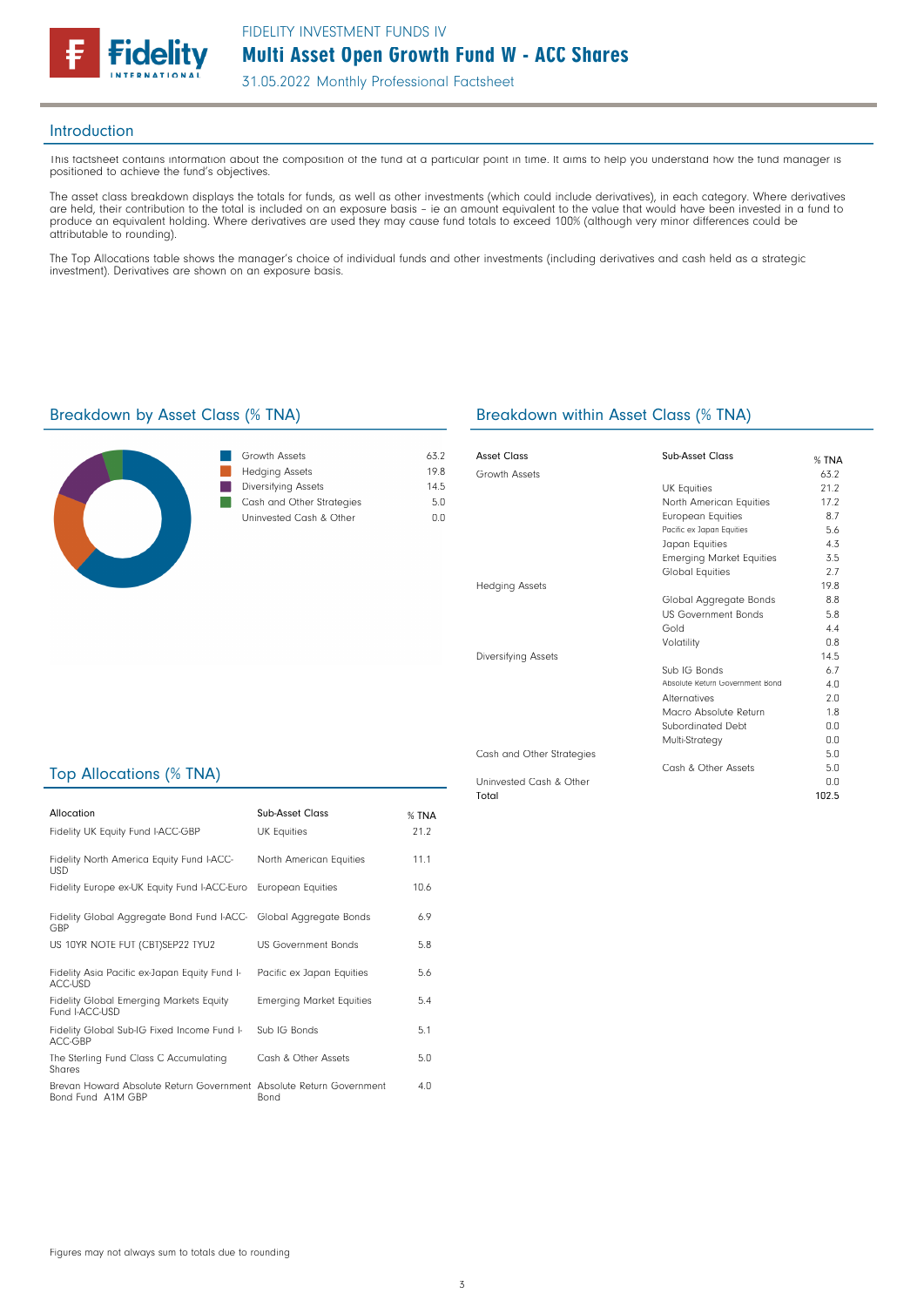## Introduction

This factsheet contains information about the composition of the fund at a particular point in time. It aims to help you understand how the fund manager is positioned to achieve the fund's objectives.

The asset class breakdown displays the totals for funds, as well as other investments (which could include derivatives), in each category. Where derivatives are held, their contribution to the total is included on an exposure basis – ie an amount equivalent to the value that would have been invested in a fund to produce an equivalent holding. Where derivatives are used they may cause fund totals to exceed 100% (although very minor differences could be attributable to rounding).

The Top Allocations table shows the manager's choice of individual funds and other investments (including derivatives and cash held as a strategic investment). Derivatives are shown on an exposure basis.

## Breakdown by Asset Class (% TNA)

| Asset Class | % TNA |
|---|---|
| Growth Assets | 63.2 |
| Hedging Assets | 19.8 |
| Diversifying Assets | 14.5 |
| Cash and Other Strategies | 5.0 |
| Uninvested Cash & Other | 0.0 |

## Breakdown within Asset Class (% TNA)

| Asset Class | Sub-Asset Class | % TNA |
|---|---|---|
| Growth Assets | | 63.2 |
| | UK Equities | 21.2 |
| | North American Equities | 17.2 |
| | European Equities | 8.7 |
| | Pacific ex Japan Equities | 5.6 |
| | Japan Equities | 4.3 |
| | Emerging Market Equities | 3.5 |
| | Global Equities | 2.7 |
| Hedging Assets | | 19.8 |
| | Global Aggregate Bonds | 8.8 |
| | US Government Bonds | 5.8 |
| | Gold | 4.4 |
| | Volatility | 0.8 |
| Diversifying Assets | | 14.5 |
| | Sub IG Bonds | 6.7 |
| | Absolute Return Government Bond | 4.0 |
| | Alternatives | 2.0 |
| | Macro Absolute Return | 1.8 |
| | Subordinated Debt | 0.0 |
| | Multi-Strategy | 0.0 |
| Cash and Other Strategies | | 5.0 |
| | Cash & Other Assets | 5.0 |
| Uninvested Cash & Other | | 0.0 |
| Total | | 102.5 |

## Top Allocations (% TNA)

| Allocation | Sub-Asset Class | % TNA |
|---|---|---|
| Fidelity UK Equity Fund I-ACC-GBP | UK Equities | 21.2 |
| Fidelity North America Equity Fund I-ACC-USD | North American Equities | 11.1 |
| Fidelity Europe ex-UK Equity Fund I-ACC-Euro | European Equities | 10.6 |
| Fidelity Global Aggregate Bond Fund I-ACC-GBP | Global Aggregate Bonds | 6.9 |
| US 10YR NOTE FUT (CBT)SEP22 TYU2 | US Government Bonds | 5.8 |
| Fidelity Asia Pacific ex-Japan Equity Fund I-ACC-USD | Pacific ex Japan Equities | 5.6 |
| Fidelity Global Emerging Markets Equity Fund I-ACC-USD | Emerging Market Equities | 5.4 |
| Fidelity Global Sub-IG Fixed Income Fund I-ACC-GBP | Sub IG Bonds | 5.1 |
| The Sterling Fund Class C Accumulating Shares | Cash & Other Assets | 5.0 |
| Brevan Howard Absolute Return Government Bond Fund A1M GBP | Absolute Return Government Bond | 4.0 |

Figures may not always sum to totals due to rounding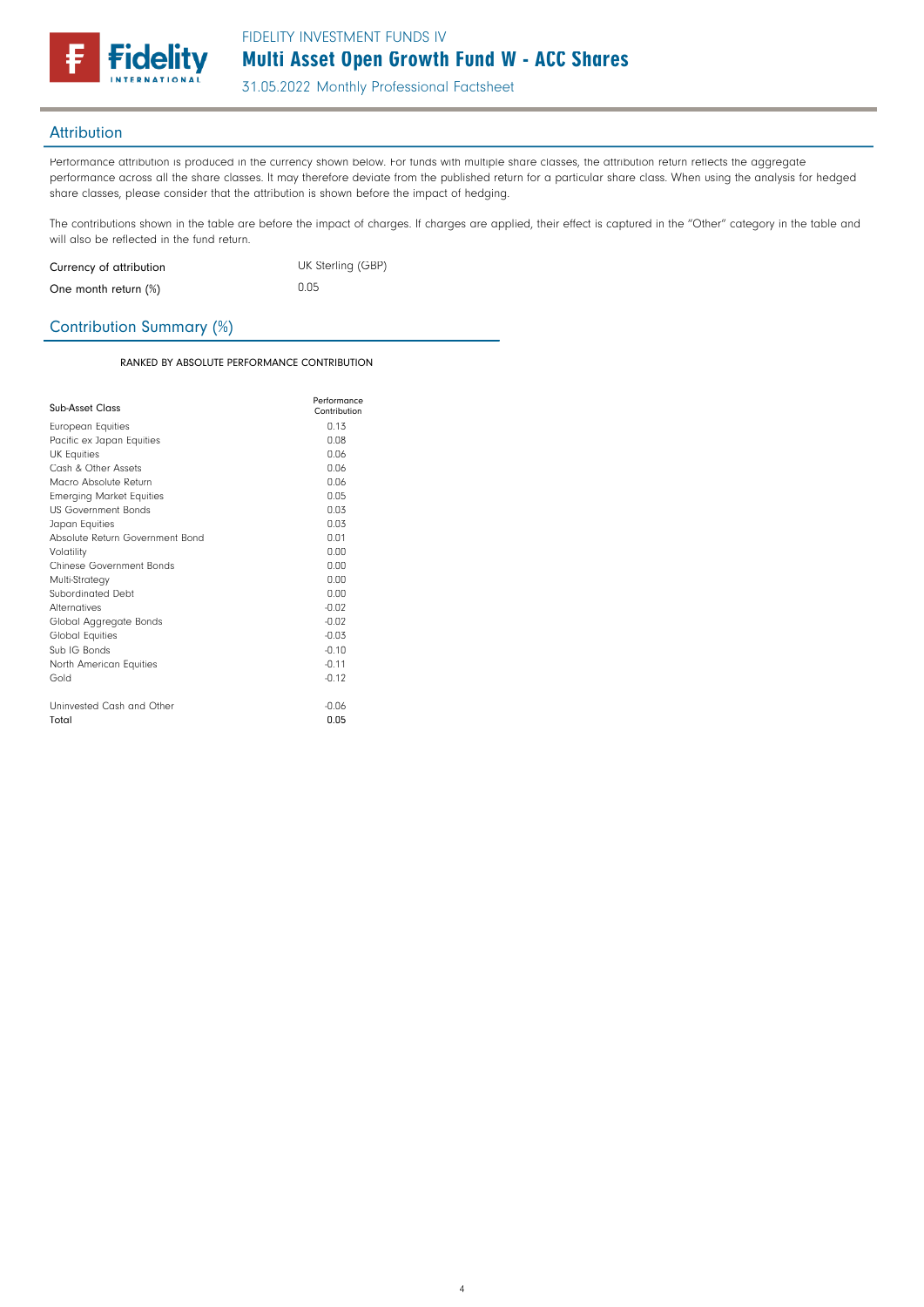## Attribution

Performance attribution is produced in the currency shown below. For funds with multiple share classes, the attribution return reflects the aggregate performance across all the share classes. It may therefore deviate from the published return for a particular share class. When using the analysis for hedged share classes, please consider that the attribution is shown before the impact of hedging.

The contributions shown in the table are before the impact of charges. If charges are applied, their effect is captured in the "Other" category in the table and will also be reflected in the fund return.

| | |
|---|---|
| Currency of attribution | UK Sterling (GBP) |
| One month return (%) | 0.05 |

## Contribution Summary (%)

RANKED BY ABSOLUTE PERFORMANCE CONTRIBUTION

| Sub-Asset Class | Performance Contribution |
|---|---|
| European Equities | 0.13 |
| Pacific ex Japan Equities | 0.08 |
| UK Equities | 0.06 |
| Cash & Other Assets | 0.06 |
| Macro Absolute Return | 0.06 |
| Emerging Market Equities | 0.05 |
| US Government Bonds | 0.03 |
| Japan Equities | 0.03 |
| Absolute Return Government Bond | 0.01 |
| Volatility | 0.00 |
| Chinese Government Bonds | 0.00 |
| Multi-Strategy | 0.00 |
| Subordinated Debt | 0.00 |
| Alternatives | -0.02 |
| Global Aggregate Bonds | -0.02 |
| Global Equities | -0.03 |
| Sub IG Bonds | -0.10 |
| North American Equities | -0.11 |
| Gold | -0.12 |
| | |
| Uninvested Cash and Other | -0.06 |
| **Total** | **0.05** |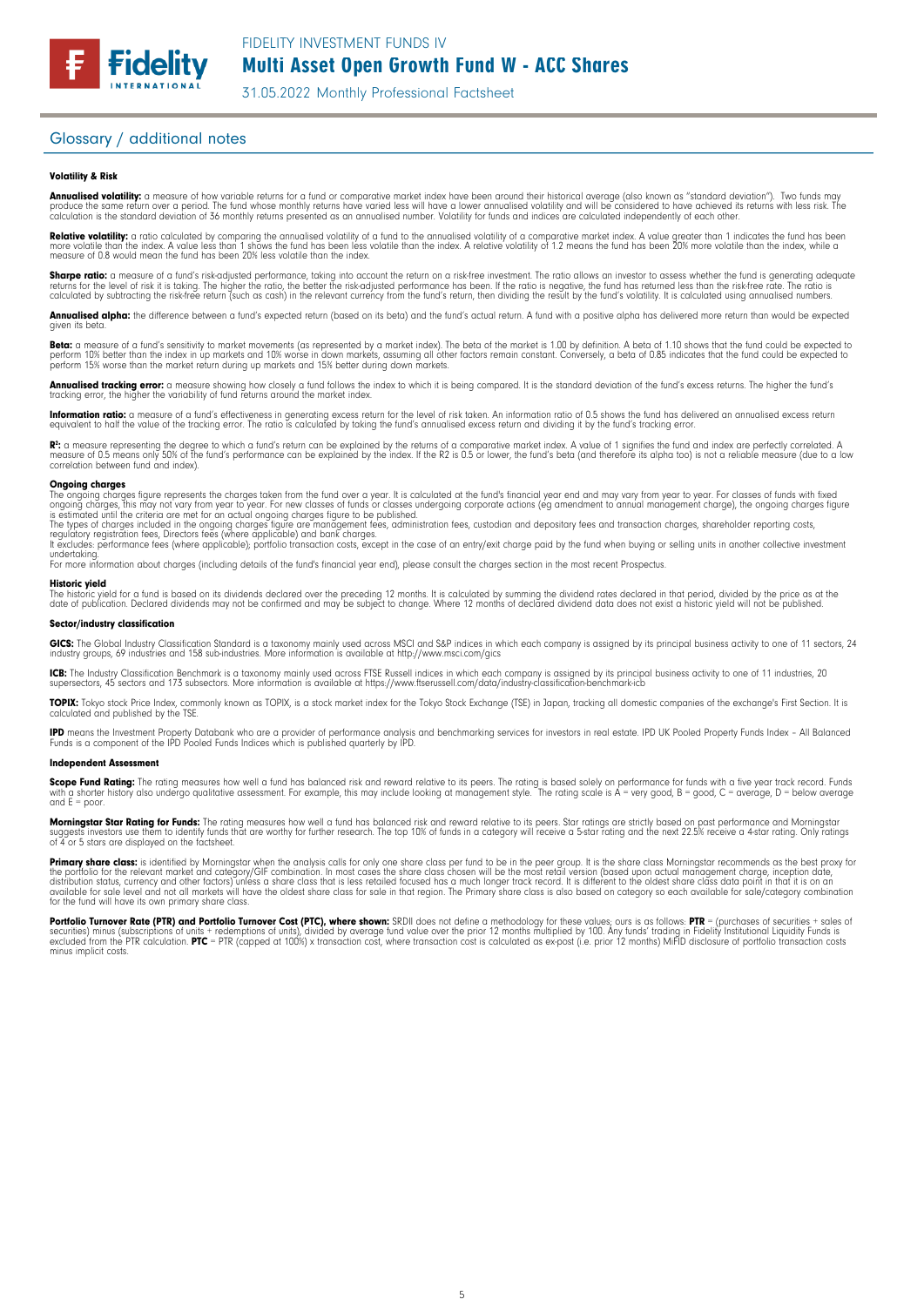## Glossary / additional notes

#### Volatility & Risk

**Annualised volatility:** a measure of how variable returns for a fund or comparative market index have been around their historical average (also known as "standard deviation"). Two funds may produce the same return over a period. The fund whose monthly returns have varied less will have a lower annualised volatility and will be considered to have achieved its returns with less risk. The calculation is the standard deviation of 36 monthly returns presented as an annualised number. Volatility for funds and indices are calculated independently of each other.

**Relative volatility:** a ratio calculated by comparing the annualised volatility of a fund to the annualised volatility of a comparative market index. A value greater than 1 indicates the fund has been more volatile than the index. A value less than 1 shows the fund has been less volatile than the index. A relative volatility of 1.2 means the fund has been 20% more volatile than the index, while a measure of 0.8 would mean the fund has been 20% less volatile than the index.

**Sharpe ratio:** a measure of a fund's risk-adjusted performance, taking into account the return on a risk-free investment. The ratio allows an investor to assess whether the fund is generating adequate returns for the level of risk it is taking. The higher the ratio, the better the risk-adjusted performance has been. If the ratio is negative, the fund has returned less than the risk-free rate. The ratio is calculated by subtracting the risk-free return (such as cash) in the relevant currency from the fund's return, then dividing the result by the fund's volatility. It is calculated using annualised numbers.

**Annualised alpha:** the difference between a fund's expected return (based on its beta) and the fund's actual return. A fund with a positive alpha has delivered more return than would be expected given its beta.

**Beta:** a measure of a fund's sensitivity to market movements (as represented by a market index). The beta of the market is 1.00 by definition. A beta of 1.10 shows that the fund could be expected to perform 10% better than the index in up markets and 10% worse in down markets, assuming all other factors remain constant. Conversely, a beta of 0.85 indicates that the fund could be expected to perform 15% worse than the market return during up markets and 15% better during down markets.

**Annualised tracking error:** a measure showing how closely a fund follows the index to which it is being compared. It is the standard deviation of the fund's excess returns. The higher the fund's tracking error, the higher the variability of fund returns around the market index.

**Information ratio:** a measure of a fund's effectiveness in generating excess return for the level of risk taken. An information ratio of 0.5 shows the fund has delivered an annualised excess return equivalent to half the value of the tracking error. The ratio is calculated by taking the fund's annualised excess return and dividing it by the fund's tracking error.

**$R^2$:** a measure representing the degree to which a fund's return can be explained by the returns of a comparative market index. A value of 1 signifies the fund and index are perfectly correlated. A measure of 0.5 means only 50% of the fund's performance can be explained by the index. If the R2 is 0.5 or lower, the fund's beta (and therefore its alpha too) is not a reliable measure (due to a low correlation between fund and index).

#### Ongoing charges

The ongoing charges figure represents the charges taken from the fund over a year. It is calculated at the fund's financial year end and may vary from year to year. For classes of funds with fixed ongoing charges, this may not vary from year to year. For new classes of funds or classes undergoing corporate actions (eg amendment to annual management charge), the ongoing charges figure is estimated until the criteria are met for an actual ongoing charges figure to be published.
The types of charges included in the ongoing charges figure are management fees, administration fees, custodian and depositary fees and transaction charges, shareholder reporting costs, regulatory registration fees, Directors fees (where applicable) and bank charges.
It excludes: performance fees (where applicable); portfolio transaction costs, except in the case of an entry/exit charge paid by the fund when buying or selling units in another collective investment undertaking.
For more information about charges (including details of the fund's financial year end), please consult the charges section in the most recent Prospectus.

#### Historic yield

The historic yield for a fund is based on its dividends declared over the preceding 12 months. It is calculated by summing the dividend rates declared in that period, divided by the price as at the date of publication. Declared dividends may not be confirmed and may be subject to change. Where 12 months of declared dividend data does not exist a historic yield will not be published.

#### Sector/industry classification

**GICS:** The Global Industry Classification Standard is a taxonomy mainly used across MSCI and S&P indices in which each company is assigned by its principal business activity to one of 11 sectors, 24 industry groups, 69 industries and 158 sub-industries. More information is available at http://www.msci.com/gics

**ICB:** The Industry Classification Benchmark is a taxonomy mainly used across FTSE Russell indices in which each company is assigned by its principal business activity to one of 11 industries, 20 supersectors, 45 sectors and 173 subsectors. More information is available at https://www.ftserussell.com/data/industry-classification-benchmark-icb

**TOPIX:** Tokyo stock Price Index, commonly known as TOPIX, is a stock market index for the Tokyo Stock Exchange (TSE) in Japan, tracking all domestic companies of the exchange's First Section. It is calculated and published by the TSE.

**IPD** means the Investment Property Databank who are a provider of performance analysis and benchmarking services for investors in real estate. IPD UK Pooled Property Funds Index - All Balanced Funds is a component of the IPD Pooled Funds Indices which is published quarterly by IPD.

#### Independent Assessment

**Scope Fund Rating:** The rating measures how well a fund has balanced risk and reward relative to its peers. The rating is based solely on performance for funds with a five year track record. Funds with a shorter history also undergo qualitative assessment. For example, this may include looking at management style. The rating scale is A = very good, B = good, C = average, D = below average and E = poor.

**Morningstar Star Rating for Funds:** The rating measures how well a fund has balanced risk and reward relative to its peers. Star ratings are strictly based on past performance and Morningstar suggests investors use them to identify funds that are worthy for further research. The top 10% of funds in a category will receive a 5-star rating and the next 22.5% receive a 4-star rating. Only ratings of 4 or 5 stars are displayed on the factsheet.

**Primary share class:** is identified by Morningstar when the analysis calls for only one share class per fund to be in the peer group. It is the share class Morningstar recommends as the best proxy for the portfolio for the relevant market and category/GIF combination. In most cases the share class chosen will be the most retail version (based upon actual management charge, inception date, distribution status, currency and other factors) unless a share class that is less retailed focused has a much longer track record. It is different to the oldest share class data point in that it is on an available for sale level and not all markets will have the oldest share class for sale in that region. The Primary share class is also based on category so each available for sale/category combination for the fund will have its own primary share class.

**Portfolio Turnover Rate (PTR) and Portfolio Turnover Cost (PTC), where shown:** SRDII does not define a methodology for these values; ours is as follows: **PTR** = (purchases of securities + sales of securities) minus (subscriptions of units + redemptions of units), divided by average fund value over the prior 12 months multiplied by 100. Any funds' trading in Fidelity Institutional Liquidity Funds is excluded from the PTR calculation. **PTC** = PTR (capped at 100%) x transaction cost, where transaction cost is calculated as ex-post (i.e. prior 12 months) MiFID disclosure of portfolio transaction costs minus implicit costs.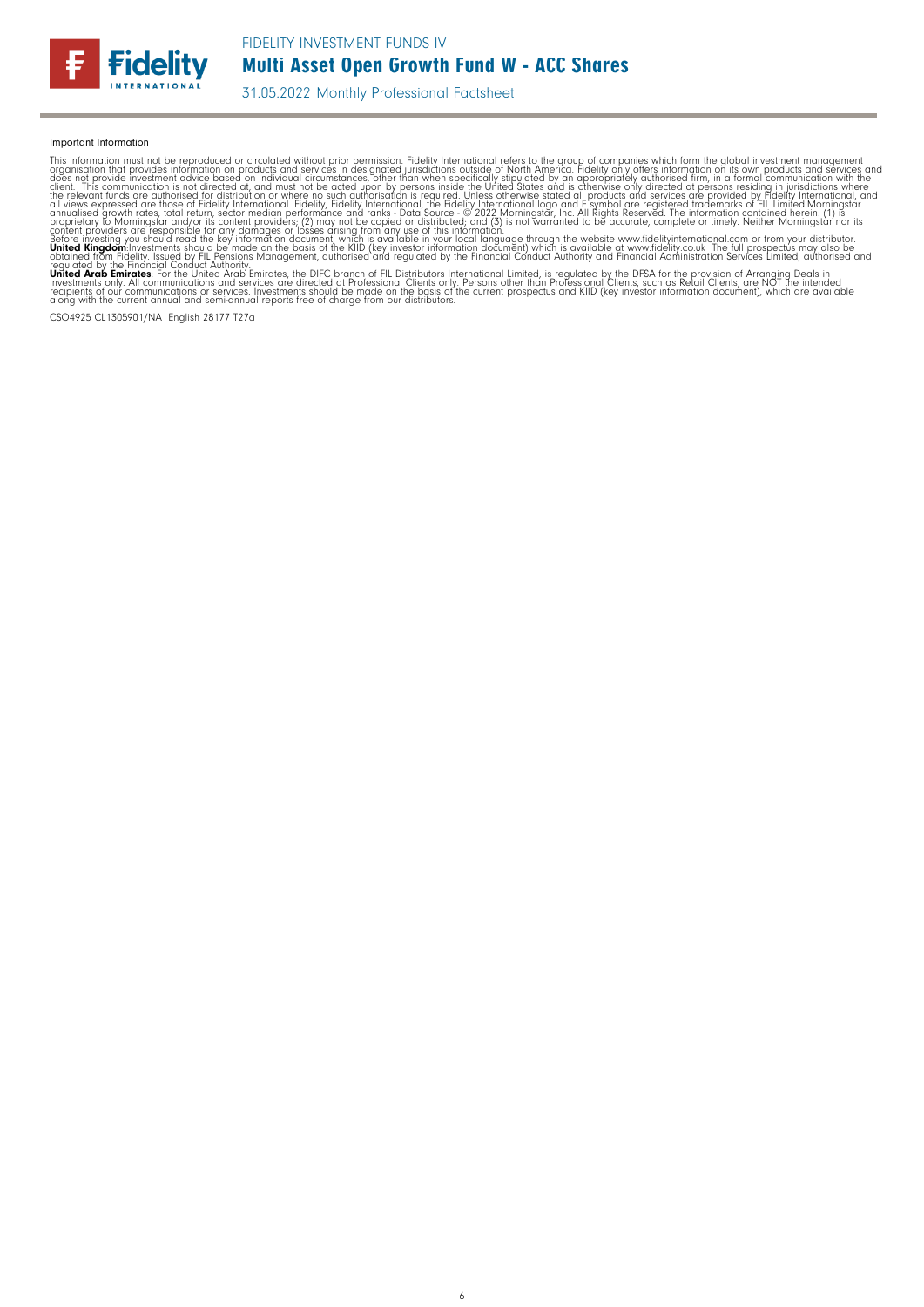Important Information

This information must not be reproduced or circulated without prior permission. Fidelity International refers to the group of companies which form the global investment management organisation that provides information on products and services in designated jurisdictions outside of North America. Fidelity only offers information on its own products and services and does not provide investment advice based on individual circumstances, other than when specifically stipulated by an appropriately authorised firm, in a formal communication with the client. This communication is not directed at, and must not be acted upon by persons inside the United States and is otherwise only directed at persons residing in jurisdictions where the relevant funds are authorised for distribution or where no such authorisation is required. Unless otherwise stated all products and services are provided by Fidelity International, and all views expressed are those of Fidelity International. Fidelity, Fidelity International, the Fidelity International logo and F symbol are registered trademarks of FIL Limited.Morningstar annualised growth rates, total return, sector median performance and ranks - Data Source - © 2022 Morningstar, Inc. All Rights Reserved. The information contained herein: (1) is proprietary to Morningstar and/or its content providers; (2) may not be copied or distributed; and (3) is not warranted to be accurate, complete or timely. Neither Morningstar nor its content providers are responsible for any damages or losses arising from any use of this information.
Before investing you should read the key information document, which is available in your local language through the website www.fidelityinternational.com or from your distributor.
**United Kingdom**:Investments should be made on the basis of the KIID (key investor information document) which is available at www.fidelity.co.uk The full prospectus may also be obtained from Fidelity. Issued by FIL Pensions Management, authorised and regulated by the Financial Conduct Authority and Financial Administration Services Limited, authorised and regulated by the Financial Conduct Authority.
**United Arab Emirates**: For the United Arab Emirates, the DIFC branch of FIL Distributors International Limited, is regulated by the DFSA for the provision of Arranging Deals in Investments only. All communications and services are directed at Professional Clients only. Persons other than Professional Clients, such as Retail Clients, are NOT the intended recipients of our communications or services. Investments should be made on the basis of the current prospectus and KIID (key investor information document), which are available along with the current annual and semi-annual reports free of charge from our distributors.

CSO4925 CL1305901/NA English 28177 T27a